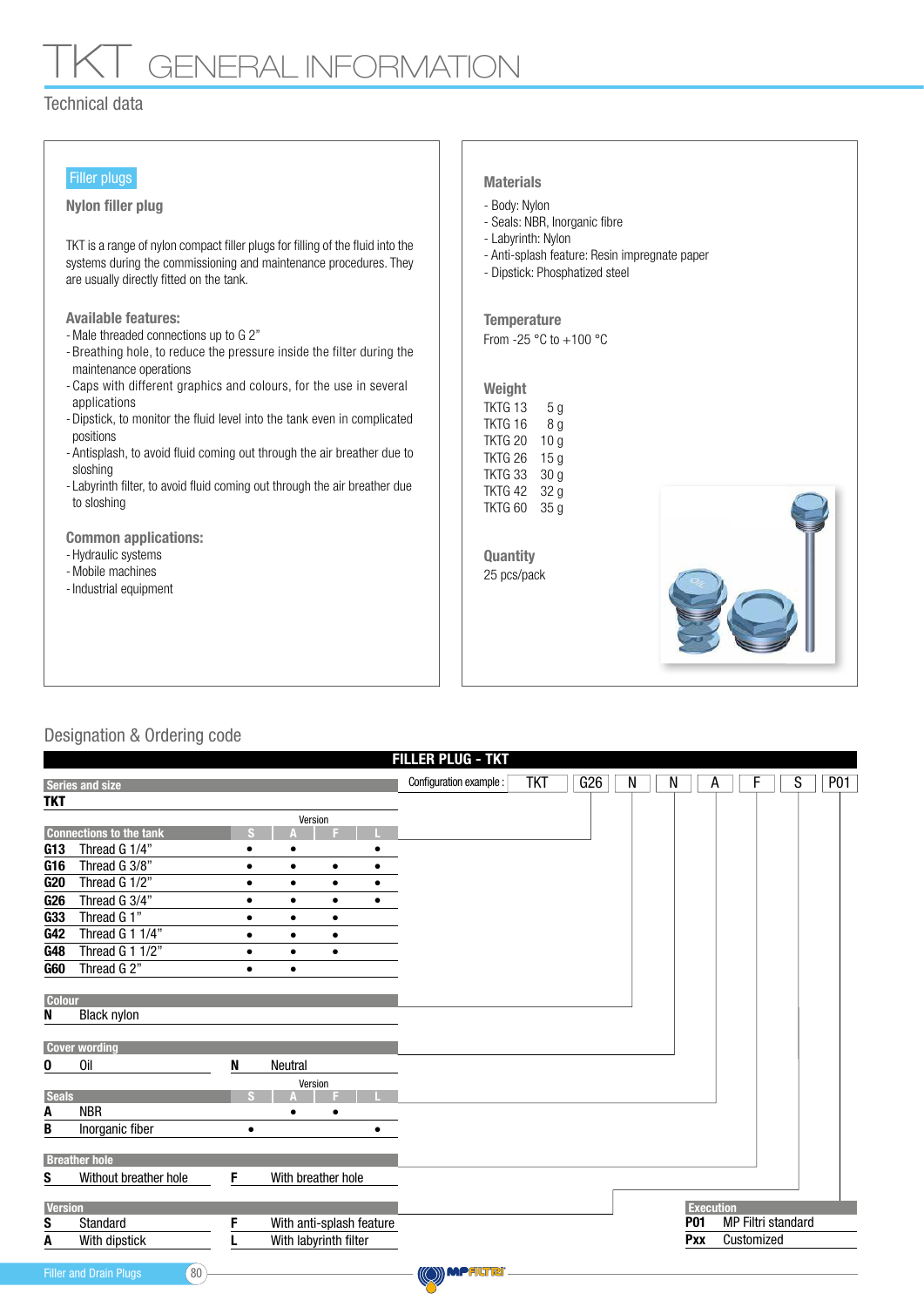# TKT GENERAL INFORMATION

## Technical data

**Filler plugs**

### Nylon filler plug

TKT is a range of nylon compact filler plugs for filling of the fluid into the systems during the commissioning and maintenance procedures. They are usually directly fitted on the tank.

**Available features:**

- Male threaded connections up to G 2"
- Breathing hole, to reduce the pressure inside the filter during the maintenance operations
- Caps with different graphics and colours, for the use in several applications
- Dipstick, to monitor the fluid level into the tank even in complicated positions
- Antisplash, to avoid fluid coming out through the air breather due to sloshing
- Labyrinth filter, to avoid fluid coming out through the air breather due to sloshing

**Common applications:**

- Hydraulic systems
- Mobile machines
- Industrial equipment

**Materials**

- Body: Nylon
- Seals: NBR, Inorganic fibre
- Labyrinth: Nylon
- Anti-splash feature: Resin impregnate paper
- Dipstick: Phosphatized steel

**Temperature**

From -25 °C to +100 °C

**Weight**

| | |
|---|---|
| TKTG 13 | 5 g |
| TKTG 16 | 8 g |
| TKTG 20 | 10 g |
| TKTG 26 | 15 g |
| TKTG 33 | 30 g |
| TKTG 42 | 32 g |
| TKTG 60 | 35 g |

**Quantity**

25 pcs/pack

## Designation & Ordering code

**FILLER PLUG - TKT**

Configuration example: TKT | G26 | N | N | A | F | S | P01

**Series and size**

**TKT**

**Connections to the tank**

| Code | Connection | Version S | Version A | Version F | Version L |
|---|---|---|---|---|---|
| G13 | Thread G 1/4" | • | • | | • |
| G16 | Thread G 3/8" | • | • | • | • |
| G20 | Thread G 1/2" | • | • | • | • |
| G26 | Thread G 3/4" | • | • | • | • |
| G33 | Thread G 1" | • | • | • | |
| G42 | Thread G 1 1/4" | • | • | • | |
| G48 | Thread G 1 1/2" | • | • | • | |
| G60 | Thread G 2" | • | • | | |

**Colour**

| Code | Description |
|---|---|
| N | Black nylon |

**Cover wording**

| Code | Description |
|---|---|
| O | Oil |
| N | Neutral |

**Seals**

| Code | Seal | Version S | Version A | Version F | Version L |
|---|---|---|---|---|---|
| A | NBR | | • | • | |
| B | Inorganic fiber | • | | | • |

**Breather hole**

| Code | Description |
|---|---|
| S | Without breather hole |
| F | With breather hole |

**Version**

| Code | Description |
|---|---|
| S | Standard |
| F | With anti-splash feature |
| A | With dipstick |
| L | With labyrinth filter |

**Execution**

| Code | Description |
|---|---|
| P01 | MP Filtri standard |
| Pxx | Customized |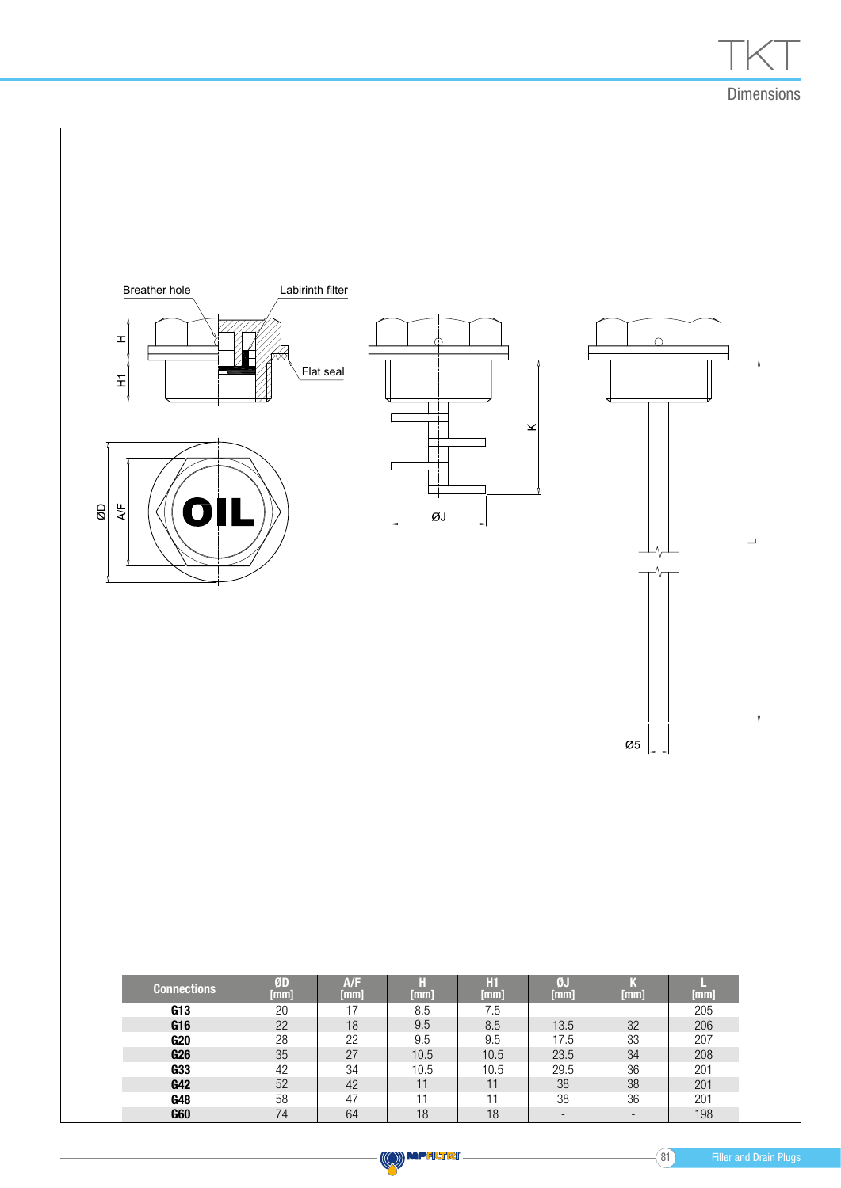# TKT

## Dimensions

Breather hole

Labirinth filter

Flat seal

H

H1

ØD

A/F

K

ØJ

L

Ø5

| Connections | ØD [mm] | A/F [mm] | H [mm] | H1 [mm] | ØJ [mm] | K [mm] | L [mm] |
|---|---|---|---|---|---|---|---|
| **G13** | 20 | 17 | 8.5 | 7.5 | - | - | 205 |
| **G16** | 22 | 18 | 9.5 | 8.5 | 13.5 | 32 | 206 |
| **G20** | 28 | 22 | 9.5 | 9.5 | 17.5 | 33 | 207 |
| **G26** | 35 | 27 | 10.5 | 10.5 | 23.5 | 34 | 208 |
| **G33** | 42 | 34 | 10.5 | 10.5 | 29.5 | 36 | 201 |
| **G42** | 52 | 42 | 11 | 11 | 38 | 38 | 201 |
| **G48** | 58 | 47 | 11 | 11 | 38 | 36 | 201 |
| **G60** | 74 | 64 | 18 | 18 | - | - | 198 |